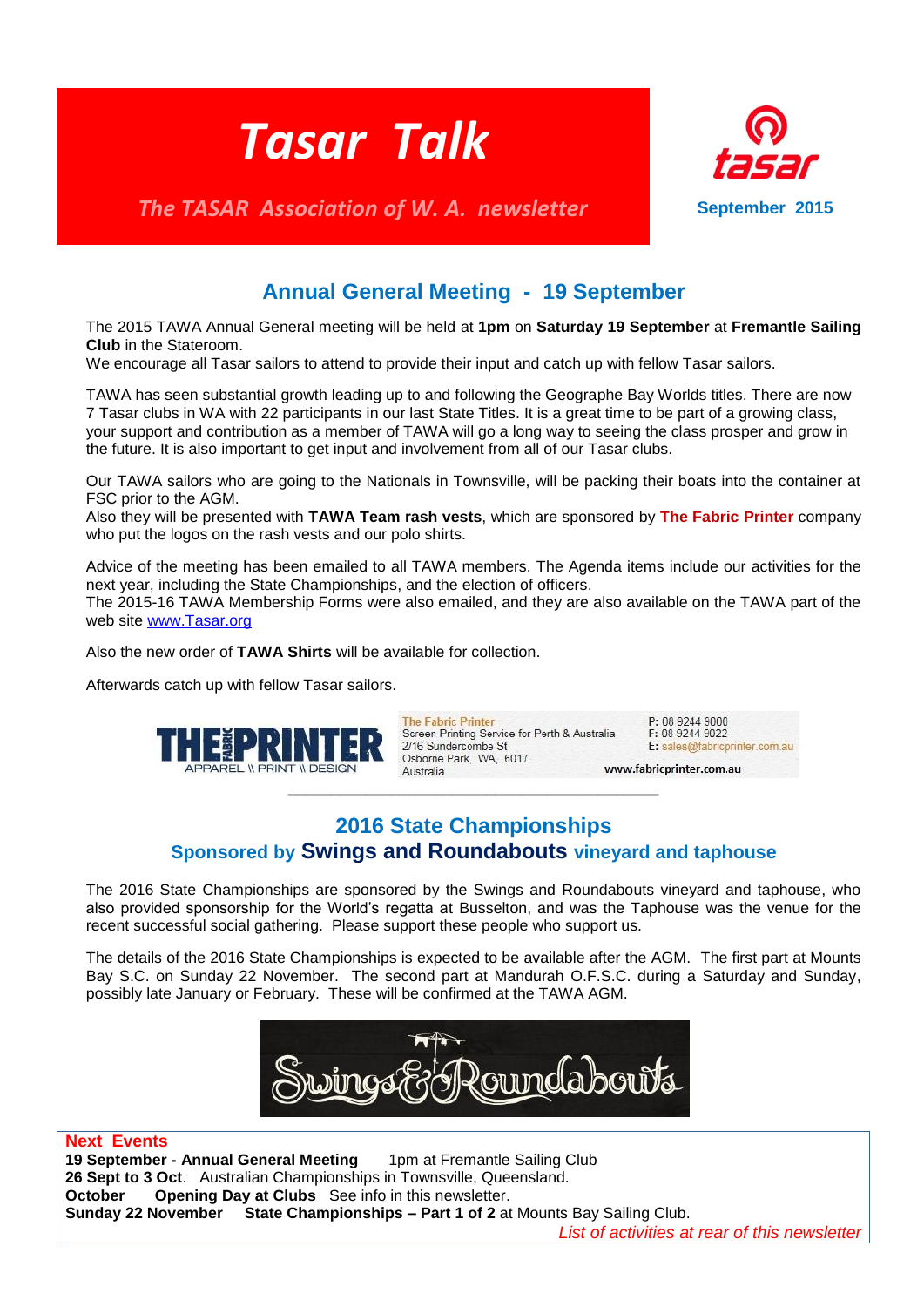# Tasar Talk

*The TASAR Association of W. A. newsletter*

tasar

**September 2015**

## Annual General Meeting - 19 September

The 2015 TAWA Annual General meeting will be held at **1pm** on **Saturday 19 September** at **Fremantle Sailing Club** in the Stateroom.
We encourage all Tasar sailors to attend to provide their input and catch up with fellow Tasar sailors.

TAWA has seen substantial growth leading up to and following the Geographe Bay Worlds titles. There are now 7 Tasar clubs in WA with 22 participants in our last State Titles. It is a great time to be part of a growing class, your support and contribution as a member of TAWA will go a long way to seeing the class prosper and grow in the future. It is also important to get input and involvement from all of our Tasar clubs.

Our TAWA sailors who are going to the Nationals in Townsville, will be packing their boats into the container at FSC prior to the AGM.
Also they will be presented with **TAWA Team rash vests**, which are sponsored by **The Fabric Printer** company who put the logos on the rash vests and our polo shirts.

Advice of the meeting has been emailed to all TAWA members. The Agenda items include our activities for the next year, including the State Championships, and the election of officers.
The 2015-16 TAWA Membership Forms were also emailed, and they are also available on the TAWA part of the web site www.Tasar.org

Also the new order of **TAWA Shirts** will be available for collection.

Afterwards catch up with fellow Tasar sailors.

THE FABRIC PRINTER
APPAREL \\ PRINT \\ DESIGN

The Fabric Printer
Screen Printing Service for Perth & Australia
2/16 Sundercombe St
Osborne Park, WA, 6017
Australia

P: 08 9244 9000
F: 08 9244 9022
E: sales@fabricprinter.com.au
www.fabricprinter.com.au

## 2016 State Championships

### Sponsored by Swings and Roundabouts vineyard and taphouse

The 2016 State Championships are sponsored by the Swings and Roundabouts vineyard and taphouse, who also provided sponsorship for the World's regatta at Busselton, and was the Taphouse was the venue for the recent successful social gathering. Please support these people who support us.

The details of the 2016 State Championships is expected to be available after the AGM. The first part at Mounts Bay S.C. on Sunday 22 November. The second part at Mandurah O.F.S.C. during a Saturday and Sunday, possibly late January or February. These will be confirmed at the TAWA AGM.

Swings & Roundabouts

**Next Events**

**19 September - Annual General Meeting** 1pm at Fremantle Sailing Club
**26 Sept to 3 Oct**. Australian Championships in Townsville, Queensland.
**October** **Opening Day at Clubs** See info in this newsletter.
**Sunday 22 November** **State Championships – Part 1 of 2** at Mounts Bay Sailing Club.

*List of activities at rear of this newsletter*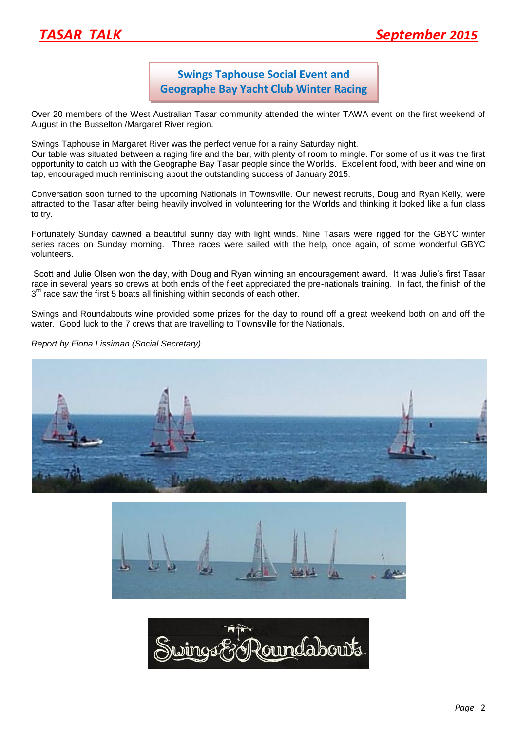## Swings Taphouse Social Event and Geographe Bay Yacht Club Winter Racing

Over 20 members of the West Australian Tasar community attended the winter TAWA event on the first weekend of August in the Busselton /Margaret River region.

Swings Taphouse in Margaret River was the perfect venue for a rainy Saturday night.
Our table was situated between a raging fire and the bar, with plenty of room to mingle. For some of us it was the first opportunity to catch up with the Geographe Bay Tasar people since the Worlds. Excellent food, with beer and wine on tap, encouraged much reminiscing about the outstanding success of January 2015.

Conversation soon turned to the upcoming Nationals in Townsville. Our newest recruits, Doug and Ryan Kelly, were attracted to the Tasar after being heavily involved in volunteering for the Worlds and thinking it looked like a fun class to try.

Fortunately Sunday dawned a beautiful sunny day with light winds. Nine Tasars were rigged for the GBYC winter series races on Sunday morning. Three races were sailed with the help, once again, of some wonderful GBYC volunteers.

Scott and Julie Olsen won the day, with Doug and Ryan winning an encouragement award. It was Julie's first Tasar race in several years so crews at both ends of the fleet appreciated the pre-nationals training. In fact, the finish of the 3rd race saw the first 5 boats all finishing within seconds of each other.

Swings and Roundabouts wine provided some prizes for the day to round off a great weekend both on and off the water. Good luck to the 7 crews that are travelling to Townsville for the Nationals.

*Report by Fiona Lissiman (Social Secretary)*

Swings & Roundabouts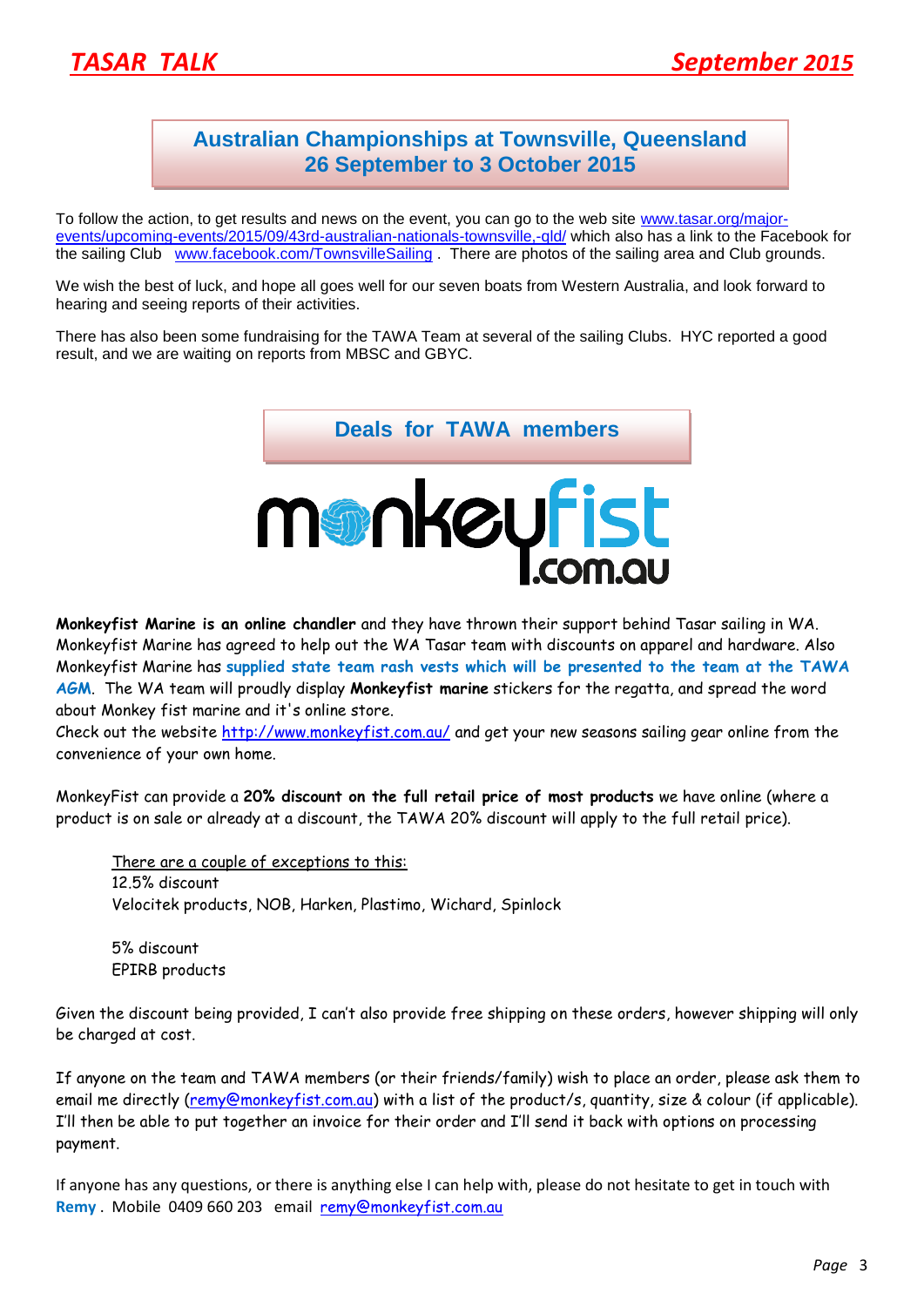## Australian Championships at Townsville, Queensland
## 26 September to 3 October 2015

To follow the action, to get results and news on the event, you can go to the web site www.tasar.org/major-events/upcoming-events/2015/09/43rd-australian-nationals-townsville,-qld/ which also has a link to the Facebook for the sailing Club www.facebook.com/TownsvilleSailing . There are photos of the sailing area and Club grounds.

We wish the best of luck, and hope all goes well for our seven boats from Western Australia, and look forward to hearing and seeing reports of their activities.

There has also been some fundraising for the TAWA Team at several of the sailing Clubs. HYC reported a good result, and we are waiting on reports from MBSC and GBYC.

## Deals for TAWA members

monkeyfist.com.au

**Monkeyfist Marine is an online chandler** and they have thrown their support behind Tasar sailing in WA. Monkeyfist Marine has agreed to help out the WA Tasar team with discounts on apparel and hardware. Also Monkeyfist Marine has **supplied state team rash vests which will be presented to the team at the TAWA AGM**. The WA team will proudly display **Monkeyfist marine** stickers for the regatta, and spread the word about Monkey fist marine and it's online store.
Check out the website http://www.monkeyfist.com.au/ and get your new seasons sailing gear online from the convenience of your own home.

MonkeyFist can provide a **20% discount on the full retail price of most products** we have online (where a product is on sale or already at a discount, the TAWA 20% discount will apply to the full retail price).

There are a couple of exceptions to this:
12.5% discount
Velocitek products, NOB, Harken, Plastimo, Wichard, Spinlock

5% discount
EPIRB products

Given the discount being provided, I can't also provide free shipping on these orders, however shipping will only be charged at cost.

If anyone on the team and TAWA members (or their friends/family) wish to place an order, please ask them to email me directly (remy@monkeyfist.com.au) with a list of the product/s, quantity, size & colour (if applicable). I'll then be able to put together an invoice for their order and I'll send it back with options on processing payment.

If anyone has any questions, or there is anything else I can help with, please do not hesitate to get in touch with **Remy** . Mobile 0409 660 203 email remy@monkeyfist.com.au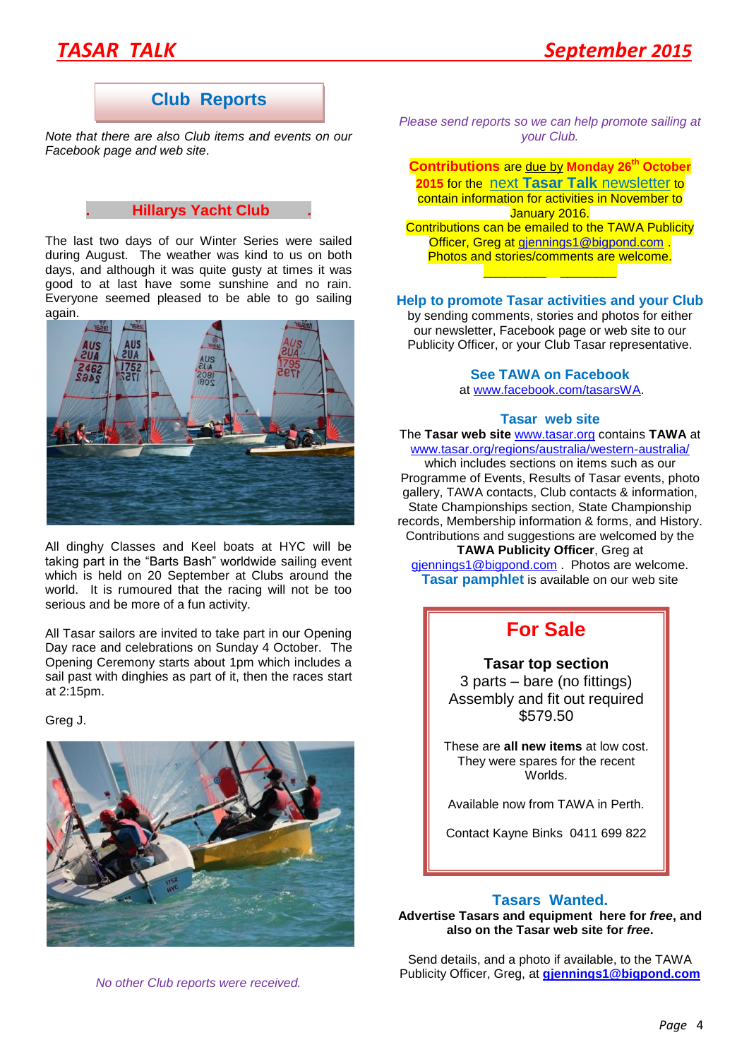## Club Reports

*Note that there are also Club items and events on our Facebook page and web site*.

### Hillarys Yacht Club

The last two days of our Winter Series were sailed during August. The weather was kind to us on both days, and although it was quite gusty at times it was good to at last have some sunshine and no rain. Everyone seemed pleased to be able to go sailing again.

All dinghy Classes and Keel boats at HYC will be taking part in the "Barts Bash" worldwide sailing event which is held on 20 September at Clubs around the world. It is rumoured that the racing will not be too serious and be more of a fun activity.

All Tasar sailors are invited to take part in our Opening Day race and celebrations on Sunday 4 October. The Opening Ceremony starts about 1pm which includes a sail past with dinghies as part of it, then the races start at 2:15pm.

Greg J.

*No other Club reports were received.*

*Please send reports so we can help promote sailing at your Club.*

**Contributions** are due by **Monday 26th October 2015** for the next **Tasar Talk** newsletter to contain information for activities in November to January 2016.
Contributions can be emailed to the TAWA Publicity Officer, Greg at gjennings1@bigpond.com .
Photos and stories/comments are welcome.

### Help to promote Tasar activities and your Club

by sending comments, stories and photos for either our newsletter, Facebook page or web site to our Publicity Officer, or your Club Tasar representative.

### See TAWA on Facebook

at www.facebook.com/tasarsWA.

### Tasar web site

The **Tasar web site** www.tasar.org contains **TAWA** at www.tasar.org/regions/australia/western-australia/ which includes sections on items such as our Programme of Events, Results of Tasar events, photo gallery, TAWA contacts, Club contacts & information, State Championships section, State Championship records, Membership information & forms, and History. Contributions and suggestions are welcomed by the **TAWA Publicity Officer**, Greg at gjennings1@bigpond.com . Photos are welcome.
**Tasar pamphlet** is available on our web site

## For Sale

**Tasar top section**
3 parts – bare (no fittings)
Assembly and fit out required
$579.50

These are **all new items** at low cost. They were spares for the recent Worlds.

Available now from TAWA in Perth.

Contact Kayne Binks 0411 699 822

### Tasars Wanted.

**Advertise Tasars and equipment here for *free*, and also on the Tasar web site for *free*.**

Send details, and a photo if available, to the TAWA Publicity Officer, Greg, at **gjennings1@bigpond.com**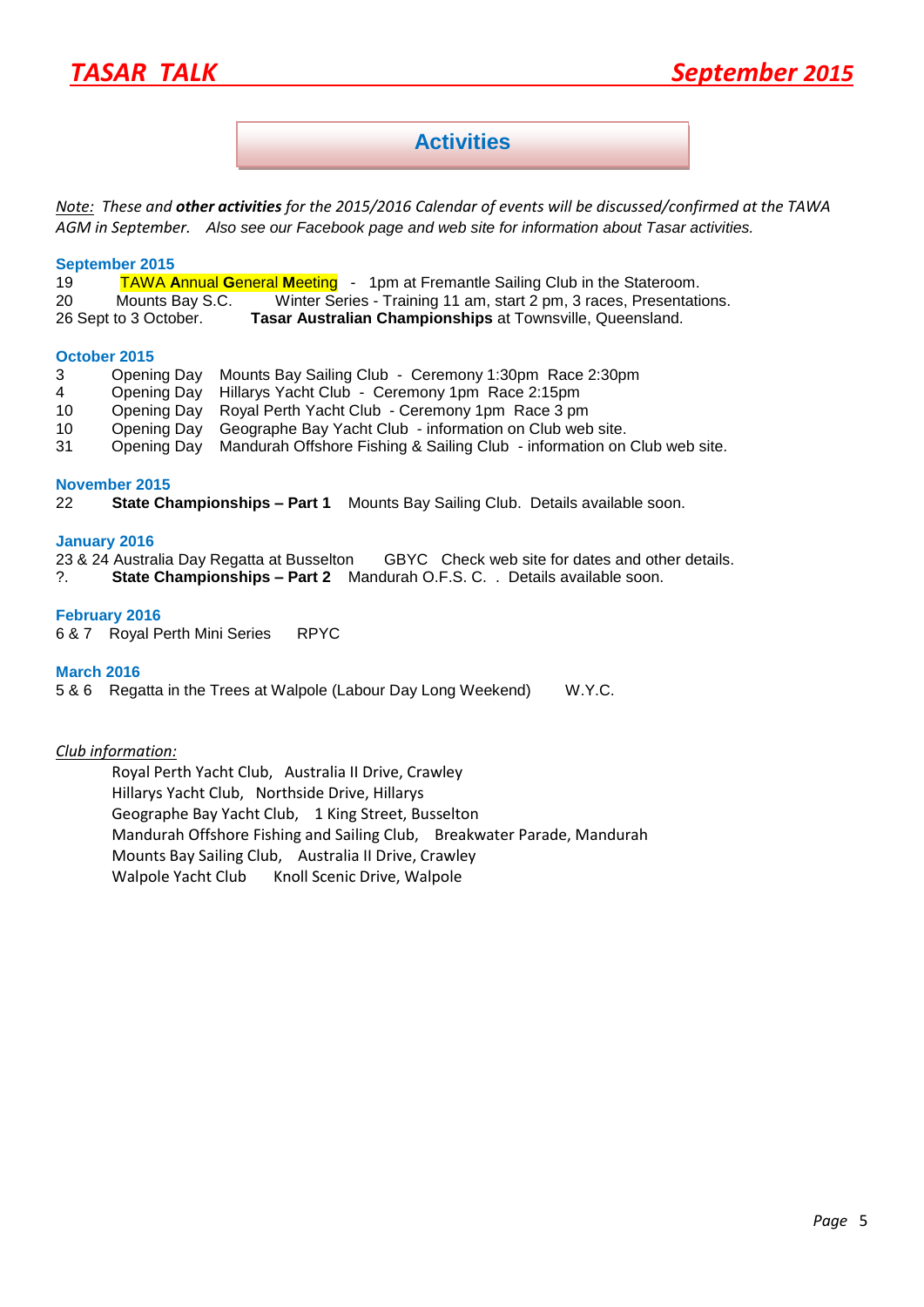## Activities

*<u>Note:</u> These and **other activities** for the 2015/2016 Calendar of events will be discussed/confirmed at the TAWA AGM in September. Also see our Facebook page and web site for information about Tasar activities.*

### September 2015

19 TAWA **A**nnual **G**eneral **M**eeting - 1pm at Fremantle Sailing Club in the Stateroom.
20 Mounts Bay S.C. Winter Series - Training 11 am, start 2 pm, 3 races, Presentations.
26 Sept to 3 October. **Tasar Australian Championships** at Townsville, Queensland.

### October 2015

3 Opening Day Mounts Bay Sailing Club - Ceremony 1:30pm Race 2:30pm
4 Opening Day Hillarys Yacht Club - Ceremony 1pm Race 2:15pm
10 Opening Day Royal Perth Yacht Club - Ceremony 1pm Race 3 pm
10 Opening Day Geographe Bay Yacht Club - information on Club web site.
31 Opening Day Mandurah Offshore Fishing & Sailing Club - information on Club web site.

### November 2015

22 **State Championships – Part 1** Mounts Bay Sailing Club. Details available soon.

### January 2016

23 & 24 Australia Day Regatta at Busselton GBYC Check web site for dates and other details.
?. **State Championships – Part 2** Mandurah O.F.S. C. . Details available soon.

### February 2016

6 & 7 Royal Perth Mini Series RPYC

### March 2016

5 & 6 Regatta in the Trees at Walpole (Labour Day Long Weekend) W.Y.C.

*<u>Club information:</u>*

Royal Perth Yacht Club, Australia II Drive, Crawley
Hillarys Yacht Club, Northside Drive, Hillarys
Geographe Bay Yacht Club, 1 King Street, Busselton
Mandurah Offshore Fishing and Sailing Club, Breakwater Parade, Mandurah
Mounts Bay Sailing Club, Australia II Drive, Crawley
Walpole Yacht Club Knoll Scenic Drive, Walpole